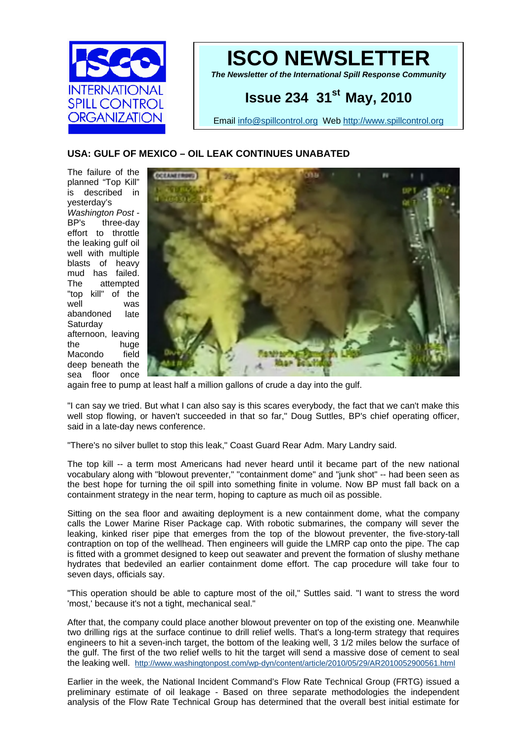# ISCO NEWSLETTER

*The Newsletter of the International Spill Response Community*

## Issue 234 31st May, 2010

Email info@spillcontrol.org Web http://www.spillcontrol.org

### USA: GULF OF MEXICO – OIL LEAK CONTINUES UNABATED

The failure of the planned "Top Kill" is described in yesterday's *Washington Post* - BP's three-day effort to throttle the leaking gulf oil well with multiple blasts of heavy mud has failed. The attempted "top kill" of the well was abandoned late Saturday afternoon, leaving the huge Macondo field deep beneath the sea floor once again free to pump at least half a million gallons of crude a day into the gulf.

"I can say we tried. But what I can also say is this scares everybody, the fact that we can't make this well stop flowing, or haven't succeeded in that so far," Doug Suttles, BP's chief operating officer, said in a late-day news conference.

"There's no silver bullet to stop this leak," Coast Guard Rear Adm. Mary Landry said.

The top kill -- a term most Americans had never heard until it became part of the new national vocabulary along with "blowout preventer," "containment dome" and "junk shot" -- had been seen as the best hope for turning the oil spill into something finite in volume. Now BP must fall back on a containment strategy in the near term, hoping to capture as much oil as possible.

Sitting on the sea floor and awaiting deployment is a new containment dome, what the company calls the Lower Marine Riser Package cap. With robotic submarines, the company will sever the leaking, kinked riser pipe that emerges from the top of the blowout preventer, the five-story-tall contraption on top of the wellhead. Then engineers will guide the LMRP cap onto the pipe. The cap is fitted with a grommet designed to keep out seawater and prevent the formation of slushy methane hydrates that bedeviled an earlier containment dome effort. The cap procedure will take four to seven days, officials say.

"This operation should be able to capture most of the oil," Suttles said. "I want to stress the word 'most,' because it's not a tight, mechanical seal."

After that, the company could place another blowout preventer on top of the existing one. Meanwhile two drilling rigs at the surface continue to drill relief wells. That's a long-term strategy that requires engineers to hit a seven-inch target, the bottom of the leaking well, 3 1/2 miles below the surface of the gulf. The first of the two relief wells to hit the target will send a massive dose of cement to seal the leaking well. http://www.washingtonpost.com/wp-dyn/content/article/2010/05/29/AR2010052900561.html

Earlier in the week, the National Incident Command's Flow Rate Technical Group (FRTG) issued a preliminary estimate of oil leakage - Based on three separate methodologies the independent analysis of the Flow Rate Technical Group has determined that the overall best initial estimate for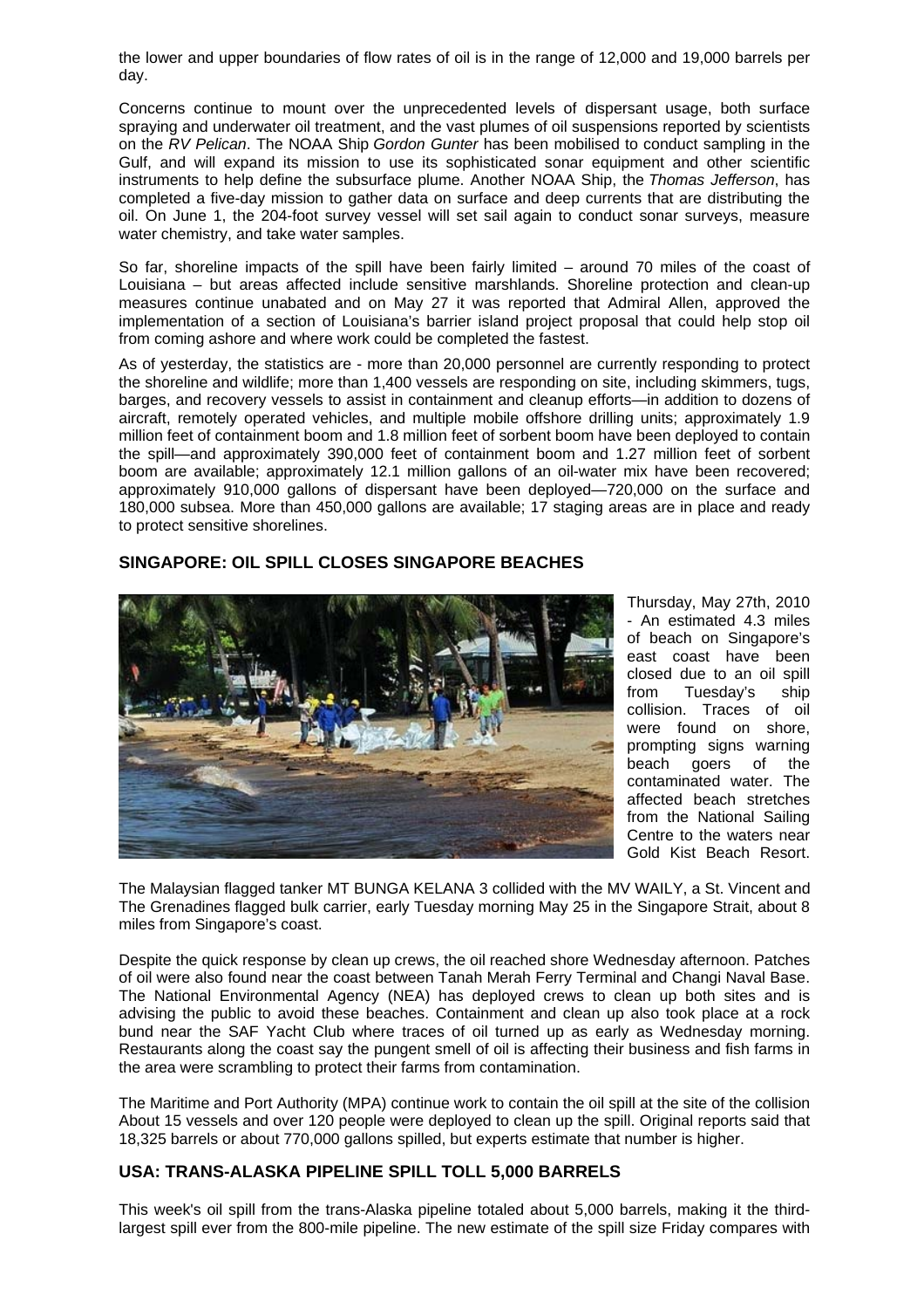the lower and upper boundaries of flow rates of oil is in the range of 12,000 and 19,000 barrels per day.

Concerns continue to mount over the unprecedented levels of dispersant usage, both surface spraying and underwater oil treatment, and the vast plumes of oil suspensions reported by scientists on the *RV Pelican*. The NOAA Ship *Gordon Gunter* has been mobilised to conduct sampling in the Gulf, and will expand its mission to use its sophisticated sonar equipment and other scientific instruments to help define the subsurface plume. Another NOAA Ship, the *Thomas Jefferson*, has completed a five-day mission to gather data on surface and deep currents that are distributing the oil. On June 1, the 204-foot survey vessel will set sail again to conduct sonar surveys, measure water chemistry, and take water samples.

So far, shoreline impacts of the spill have been fairly limited – around 70 miles of the coast of Louisiana – but areas affected include sensitive marshlands. Shoreline protection and clean-up measures continue unabated and on May 27 it was reported that Admiral Allen, approved the implementation of a section of Louisiana's barrier island project proposal that could help stop oil from coming ashore and where work could be completed the fastest.

As of yesterday, the statistics are - more than 20,000 personnel are currently responding to protect the shoreline and wildlife; more than 1,400 vessels are responding on site, including skimmers, tugs, barges, and recovery vessels to assist in containment and cleanup efforts—in addition to dozens of aircraft, remotely operated vehicles, and multiple mobile offshore drilling units; approximately 1.9 million feet of containment boom and 1.8 million feet of sorbent boom have been deployed to contain the spill—and approximately 390,000 feet of containment boom and 1.27 million feet of sorbent boom are available; approximately 12.1 million gallons of an oil-water mix have been recovered; approximately 910,000 gallons of dispersant have been deployed—720,000 on the surface and 180,000 subsea. More than 450,000 gallons are available; 17 staging areas are in place and ready to protect sensitive shorelines.

## SINGAPORE: OIL SPILL CLOSES SINGAPORE BEACHES

Thursday, May 27th, 2010 - An estimated 4.3 miles of beach on Singapore's east coast have been closed due to an oil spill from Tuesday's ship collision. Traces of oil were found on shore, prompting signs warning beach goers of the contaminated water. The affected beach stretches from the National Sailing Centre to the waters near Gold Kist Beach Resort.

The Malaysian flagged tanker MT BUNGA KELANA 3 collided with the MV WAILY, a St. Vincent and The Grenadines flagged bulk carrier, early Tuesday morning May 25 in the Singapore Strait, about 8 miles from Singapore's coast.

Despite the quick response by clean up crews, the oil reached shore Wednesday afternoon. Patches of oil were also found near the coast between Tanah Merah Ferry Terminal and Changi Naval Base. The National Environmental Agency (NEA) has deployed crews to clean up both sites and is advising the public to avoid these beaches. Containment and clean up also took place at a rock bund near the SAF Yacht Club where traces of oil turned up as early as Wednesday morning. Restaurants along the coast say the pungent smell of oil is affecting their business and fish farms in the area were scrambling to protect their farms from contamination.

The Maritime and Port Authority (MPA) continue work to contain the oil spill at the site of the collision About 15 vessels and over 120 people were deployed to clean up the spill. Original reports said that 18,325 barrels or about 770,000 gallons spilled, but experts estimate that number is higher.

## USA: TRANS-ALASKA PIPELINE SPILL TOLL 5,000 BARRELS

This week's oil spill from the trans-Alaska pipeline totaled about 5,000 barrels, making it the third-largest spill ever from the 800-mile pipeline. The new estimate of the spill size Friday compares with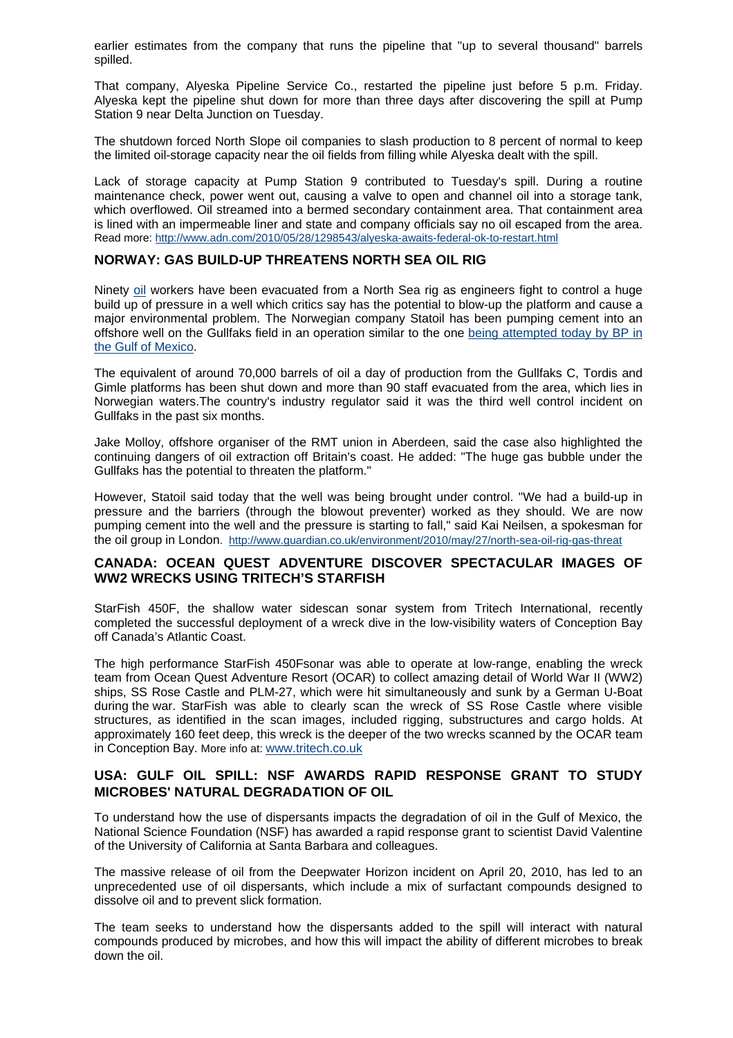earlier estimates from the company that runs the pipeline that "up to several thousand" barrels spilled.

That company, Alyeska Pipeline Service Co., restarted the pipeline just before 5 p.m. Friday. Alyeska kept the pipeline shut down for more than three days after discovering the spill at Pump Station 9 near Delta Junction on Tuesday.

The shutdown forced North Slope oil companies to slash production to 8 percent of normal to keep the limited oil-storage capacity near the oil fields from filling while Alyeska dealt with the spill.

Lack of storage capacity at Pump Station 9 contributed to Tuesday's spill. During a routine maintenance check, power went out, causing a valve to open and channel oil into a storage tank, which overflowed. Oil streamed into a bermed secondary containment area. That containment area is lined with an impermeable liner and state and company officials say no oil escaped from the area. Read more: http://www.adn.com/2010/05/28/1298543/alyeska-awaits-federal-ok-to-restart.html

## NORWAY: GAS BUILD-UP THREATENS NORTH SEA OIL RIG

Ninety oil workers have been evacuated from a North Sea rig as engineers fight to control a huge build up of pressure in a well which critics say has the potential to blow-up the platform and cause a major environmental problem. The Norwegian company Statoil has been pumping cement into an offshore well on the Gullfaks field in an operation similar to the one being attempted today by BP in the Gulf of Mexico.

The equivalent of around 70,000 barrels of oil a day of production from the Gullfaks C, Tordis and Gimle platforms has been shut down and more than 90 staff evacuated from the area, which lies in Norwegian waters.The country's industry regulator said it was the third well control incident on Gullfaks in the past six months.

Jake Molloy, offshore organiser of the RMT union in Aberdeen, said the case also highlighted the continuing dangers of oil extraction off Britain's coast. He added: "The huge gas bubble under the Gullfaks has the potential to threaten the platform."

However, Statoil said today that the well was being brought under control. "We had a build-up in pressure and the barriers (through the blowout preventer) worked as they should. We are now pumping cement into the well and the pressure is starting to fall," said Kai Neilsen, a spokesman for the oil group in London. http://www.guardian.co.uk/environment/2010/may/27/north-sea-oil-rig-gas-threat

## CANADA: OCEAN QUEST ADVENTURE DISCOVER SPECTACULAR IMAGES OF WW2 WRECKS USING TRITECH'S STARFISH

StarFish 450F, the shallow water sidescan sonar system from Tritech International, recently completed the successful deployment of a wreck dive in the low-visibility waters of Conception Bay off Canada's Atlantic Coast.

The high performance StarFish 450Fsonar was able to operate at low-range, enabling the wreck team from Ocean Quest Adventure Resort (OCAR) to collect amazing detail of World War II (WW2) ships, SS Rose Castle and PLM-27, which were hit simultaneously and sunk by a German U-Boat during the war. StarFish was able to clearly scan the wreck of SS Rose Castle where visible structures, as identified in the scan images, included rigging, substructures and cargo holds. At approximately 160 feet deep, this wreck is the deeper of the two wrecks scanned by the OCAR team in Conception Bay. More info at: www.tritech.co.uk

## USA: GULF OIL SPILL: NSF AWARDS RAPID RESPONSE GRANT TO STUDY MICROBES' NATURAL DEGRADATION OF OIL

To understand how the use of dispersants impacts the degradation of oil in the Gulf of Mexico, the National Science Foundation (NSF) has awarded a rapid response grant to scientist David Valentine of the University of California at Santa Barbara and colleagues.

The massive release of oil from the Deepwater Horizon incident on April 20, 2010, has led to an unprecedented use of oil dispersants, which include a mix of surfactant compounds designed to dissolve oil and to prevent slick formation.

The team seeks to understand how the dispersants added to the spill will interact with natural compounds produced by microbes, and how this will impact the ability of different microbes to break down the oil.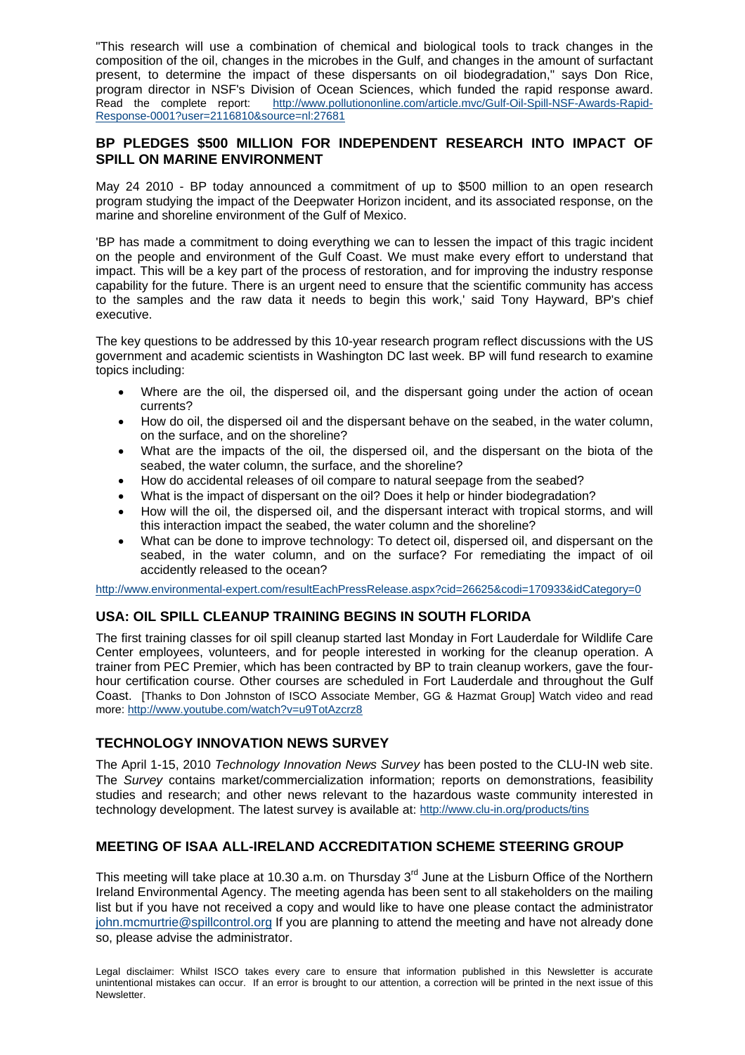"This research will use a combination of chemical and biological tools to track changes in the composition of the oil, changes in the microbes in the Gulf, and changes in the amount of surfactant present, to determine the impact of these dispersants on oil biodegradation," says Don Rice, program director in NSF's Division of Ocean Sciences, which funded the rapid response award. Read the complete report: http://www.pollutiononline.com/article.mvc/Gulf-Oil-Spill-NSF-Awards-Rapid-Response-0001?user=2116810&source=nl:27681

### BP PLEDGES $500 MILLION FOR INDEPENDENT RESEARCH INTO IMPACT OF SPILL ON MARINE ENVIRONMENT

May 24 2010 - BP today announced a commitment of up to $500 million to an open research program studying the impact of the Deepwater Horizon incident, and its associated response, on the marine and shoreline environment of the Gulf of Mexico.

'BP has made a commitment to doing everything we can to lessen the impact of this tragic incident on the people and environment of the Gulf Coast. We must make every effort to understand that impact. This will be a key part of the process of restoration, and for improving the industry response capability for the future. There is an urgent need to ensure that the scientific community has access to the samples and the raw data it needs to begin this work,' said Tony Hayward, BP's chief executive.

The key questions to be addressed by this 10-year research program reflect discussions with the US government and academic scientists in Washington DC last week. BP will fund research to examine topics including:

- Where are the oil, the dispersed oil, and the dispersant going under the action of ocean currents?
- How do oil, the dispersed oil and the dispersant behave on the seabed, in the water column, on the surface, and on the shoreline?
- What are the impacts of the oil, the dispersed oil, and the dispersant on the biota of the seabed, the water column, the surface, and the shoreline?
- How do accidental releases of oil compare to natural seepage from the seabed?
- What is the impact of dispersant on the oil? Does it help or hinder biodegradation?
- How will the oil, the dispersed oil, and the dispersant interact with tropical storms, and will this interaction impact the seabed, the water column and the shoreline?
- What can be done to improve technology: To detect oil, dispersed oil, and dispersant on the seabed, in the water column, and on the surface? For remediating the impact of oil accidently released to the ocean?

http://www.environmental-expert.com/resultEachPressRelease.aspx?cid=26625&codi=170933&idCategory=0

### USA: OIL SPILL CLEANUP TRAINING BEGINS IN SOUTH FLORIDA

The first training classes for oil spill cleanup started last Monday in Fort Lauderdale for Wildlife Care Center employees, volunteers, and for people interested in working for the cleanup operation. A trainer from PEC Premier, which has been contracted by BP to train cleanup workers, gave the four-hour certification course. Other courses are scheduled in Fort Lauderdale and throughout the Gulf Coast. [Thanks to Don Johnston of ISCO Associate Member, GG & Hazmat Group] Watch video and read more: http://www.youtube.com/watch?v=u9TotAzcrz8

### TECHNOLOGY INNOVATION NEWS SURVEY

The April 1-15, 2010 *Technology Innovation News Survey* has been posted to the CLU-IN web site. The *Survey* contains market/commercialization information; reports on demonstrations, feasibility studies and research; and other news relevant to the hazardous waste community interested in technology development. The latest survey is available at: http://www.clu-in.org/products/tins

### MEETING OF ISAA ALL-IRELAND ACCREDITATION SCHEME STEERING GROUP

This meeting will take place at 10.30 a.m. on Thursday 3rd June at the Lisburn Office of the Northern Ireland Environmental Agency. The meeting agenda has been sent to all stakeholders on the mailing list but if you have not received a copy and would like to have one please contact the administrator john.mcmurtrie@spillcontrol.org If you are planning to attend the meeting and have not already done so, please advise the administrator.

Legal disclaimer: Whilst ISCO takes every care to ensure that information published in this Newsletter is accurate unintentional mistakes can occur. If an error is brought to our attention, a correction will be printed in the next issue of this Newsletter.